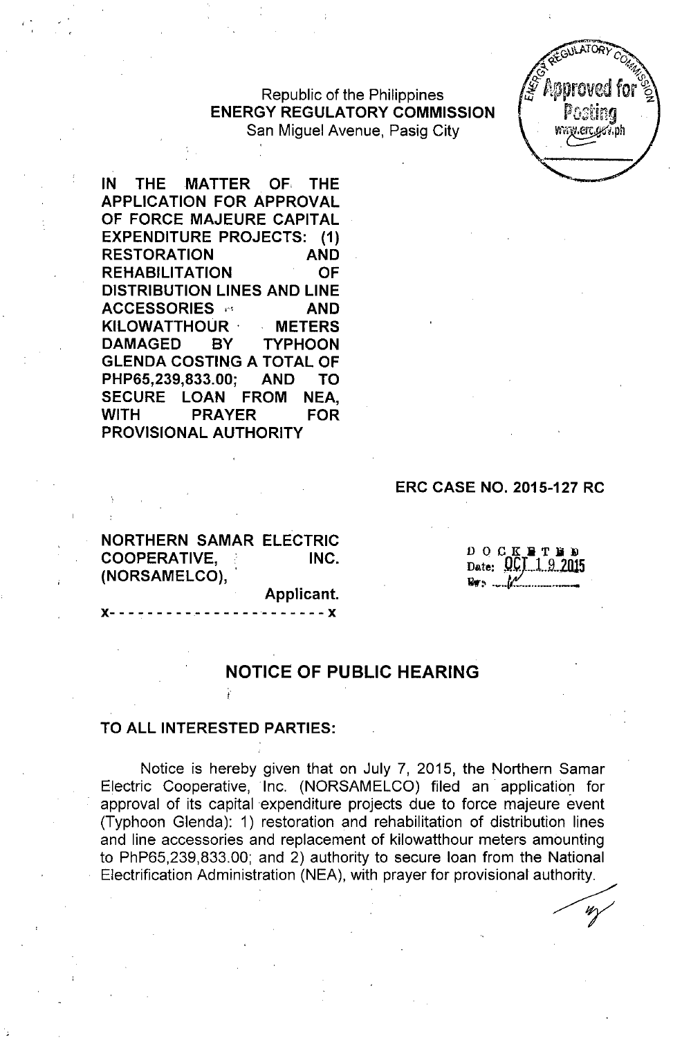Republic of the Philippines
**ENERGY REGULATORY COMMISSION**
San Miguel Avenue, Pasig City

**IN THE MATTER OF THE APPLICATION FOR APPROVAL OF FORCE MAJEURE CAPITAL EXPENDITURE PROJECTS: (1) RESTORATION AND REHABILITATION OF DISTRIBUTION LINES AND LINE ACCESSORIES AND KILOWATTHOUR METERS DAMAGED BY TYPHOON GLENDA COSTING A TOTAL OF PHP65,239,833.00; AND TO SECURE LOAN FROM NEA, WITH PRAYER FOR PROVISIONAL AUTHORITY**

**ERC CASE NO. 2015-127 RC**

**NORTHERN SAMAR ELECTRIC COOPERATIVE, INC. (NORSAMELCO),**
**Applicant.**
x- - - - - - - - - - - - - - - - - - - - - - - x

DOCKETED
Date: OCT 19 2015

## NOTICE OF PUBLIC HEARING

**TO ALL INTERESTED PARTIES:**

Notice is hereby given that on July 7, 2015, the Northern Samar Electric Cooperative, Inc. (NORSAMELCO) filed an application for approval of its capital expenditure projects due to force majeure event (Typhoon Glenda): 1) restoration and rehabilitation of distribution lines and line accessories and replacement of kilowatthour meters amounting to PhP65,239,833.00; and 2) authority to secure loan from the National Electrification Administration (NEA), with prayer for provisional authority.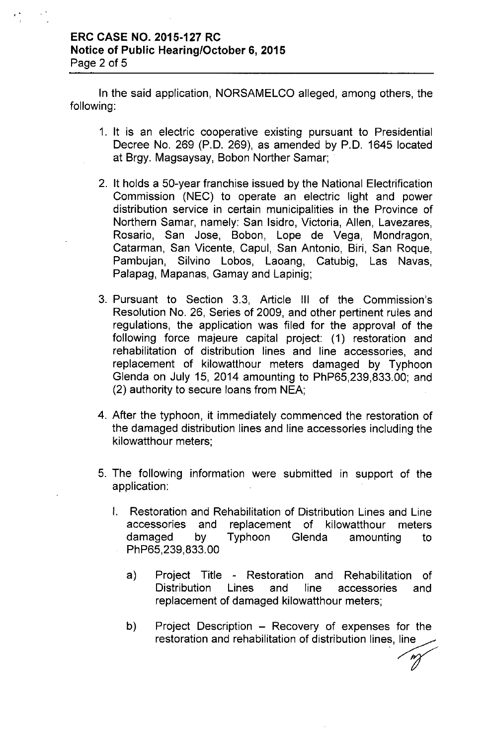In the said application, NORSAMELCO alleged, among others, the following:

1. It is an electric cooperative existing pursuant to Presidential Decree No. 269 (P.D. 269), as amended by P.D. 1645 located at Brgy. Magsaysay, Bobon Norther Samar;

2. It holds a 50-year franchise issued by the National Electrification Commission (NEC) to operate an electric light and power distribution service in certain municipalities in the Province of Northern Samar, namely: San Isidro, Victoria, Allen, Lavezares, Rosario, San Jose, Bobon, Lope de Vega, Mondragon, Catarman, San Vicente, Capul, San Antonio, Biri, San Roque, Pambujan, Silvino Lobos, Laoang, Catubig, Las Navas, Palapag, Mapanas, Gamay and Lapinig;

3. Pursuant to Section 3.3, Article III of the Commission's Resolution No. 26, Series of 2009, and other pertinent rules and regulations, the application was filed for the approval of the following force majeure capital project: (1) restoration and rehabilitation of distribution lines and line accessories, and replacement of kilowatthour meters damaged by Typhoon Glenda on July 15, 2014 amounting to PhP65,239,833.00; and (2) authority to secure loans from NEA;

4. After the typhoon, it immediately commenced the restoration of the damaged distribution lines and line accessories including the kilowatthour meters;

5. The following information were submitted in support of the application:

   I. Restoration and Rehabilitation of Distribution Lines and Line accessories and replacement of kilowatthour meters damaged by Typhoon Glenda amounting to PhP65,239,833.00

      a) Project Title - Restoration and Rehabilitation of Distribution Lines and line accessories and replacement of damaged kilowatthour meters;

      b) Project Description – Recovery of expenses for the restoration and rehabilitation of distribution lines, line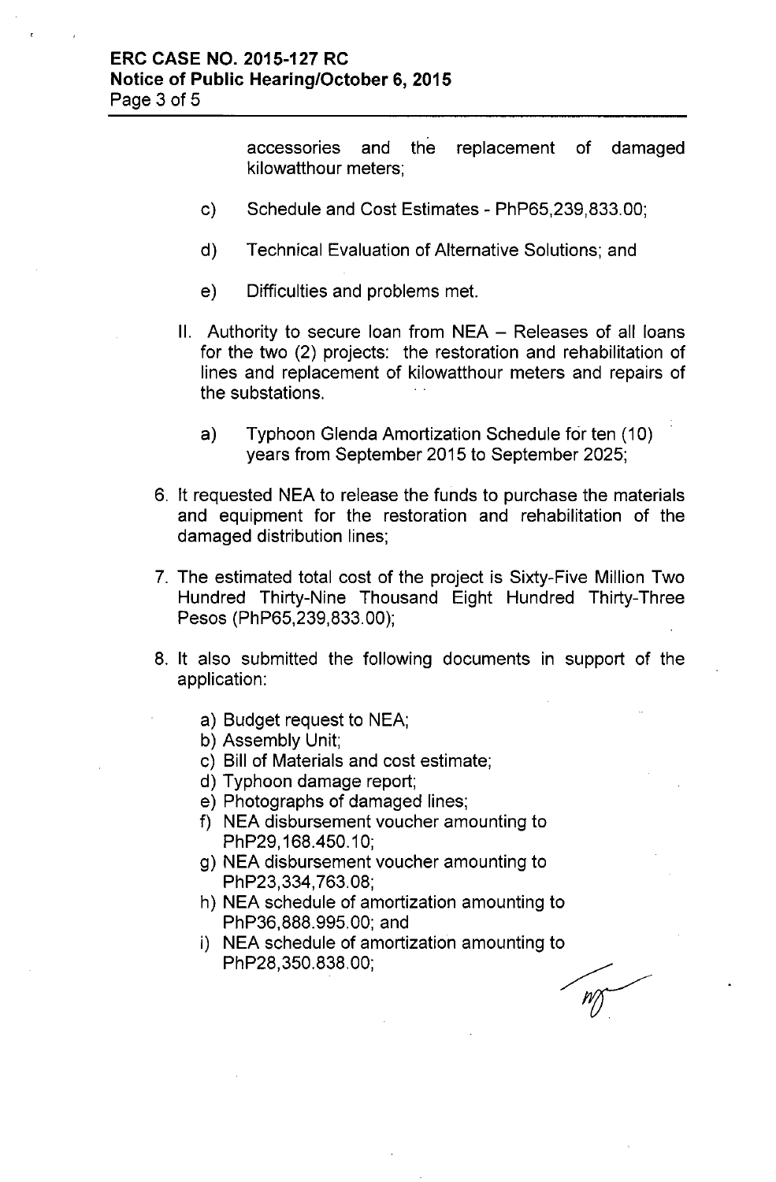accessories and the replacement of damaged kilowatthour meters;

c) Schedule and Cost Estimates - PhP65,239,833.00;

d) Technical Evaluation of Alternative Solutions; and

e) Difficulties and problems met.

II. Authority to secure loan from NEA – Releases of all loans for the two (2) projects: the restoration and rehabilitation of lines and replacement of kilowatthour meters and repairs of the substations.

a) Typhoon Glenda Amortization Schedule for ten (10) years from September 2015 to September 2025;

6. It requested NEA to release the funds to purchase the materials and equipment for the restoration and rehabilitation of the damaged distribution lines;

7. The estimated total cost of the project is Sixty-Five Million Two Hundred Thirty-Nine Thousand Eight Hundred Thirty-Three Pesos (PhP65,239,833.00);

8. It also submitted the following documents in support of the application:

   a) Budget request to NEA;
   b) Assembly Unit;
   c) Bill of Materials and cost estimate;
   d) Typhoon damage report;
   e) Photographs of damaged lines;
   f) NEA disbursement voucher amounting to PhP29,168.450.10;
   g) NEA disbursement voucher amounting to PhP23,334,763.08;
   h) NEA schedule of amortization amounting to PhP36,888.995.00; and
   i) NEA schedule of amortization amounting to PhP28,350.838.00;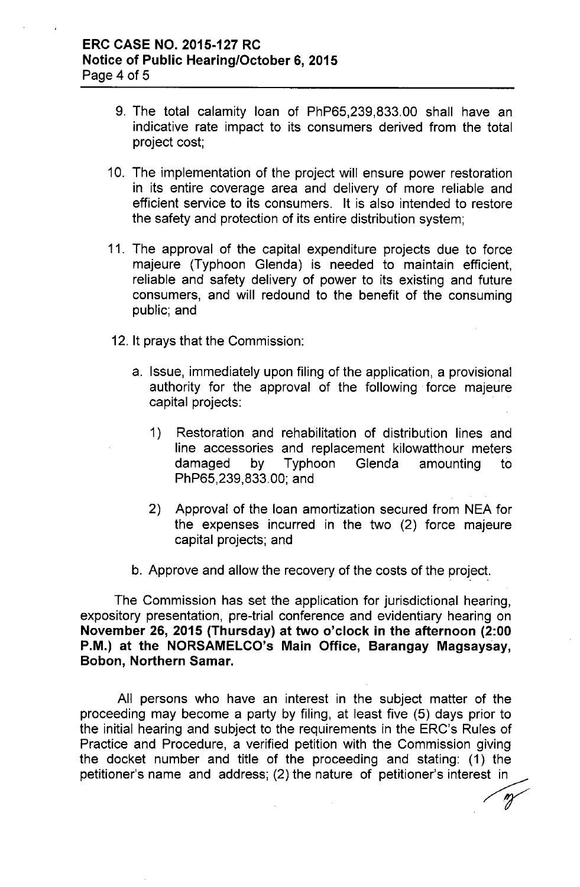9. The total calamity loan of PhP65,239,833.00 shall have an indicative rate impact to its consumers derived from the total project cost;

10. The implementation of the project will ensure power restoration in its entire coverage area and delivery of more reliable and efficient service to its consumers. It is also intended to restore the safety and protection of its entire distribution system;

11. The approval of the capital expenditure projects due to force majeure (Typhoon Glenda) is needed to maintain efficient, reliable and safety delivery of power to its existing and future consumers, and will redound to the benefit of the consuming public; and

12. It prays that the Commission:

    a. Issue, immediately upon filing of the application, a provisional authority for the approval of the following force majeure capital projects:

        1) Restoration and rehabilitation of distribution lines and line accessories and replacement kilowatthour meters damaged by Typhoon Glenda amounting to PhP65,239,833.00; and

        2) Approval of the loan amortization secured from NEA for the expenses incurred in the two (2) force majeure capital projects; and

    b. Approve and allow the recovery of the costs of the project.

The Commission has set the application for jurisdictional hearing, expository presentation, pre-trial conference and evidentiary hearing on **November 26, 2015 (Thursday) at two o'clock in the afternoon (2:00 P.M.) at the NORSAMELCO's Main Office, Barangay Magsaysay, Bobon, Northern Samar.**

All persons who have an interest in the subject matter of the proceeding may become a party by filing, at least five (5) days prior to the initial hearing and subject to the requirements in the ERC's Rules of Practice and Procedure, a verified petition with the Commission giving the docket number and title of the proceeding and stating: (1) the petitioner's name and address; (2) the nature of petitioner's interest in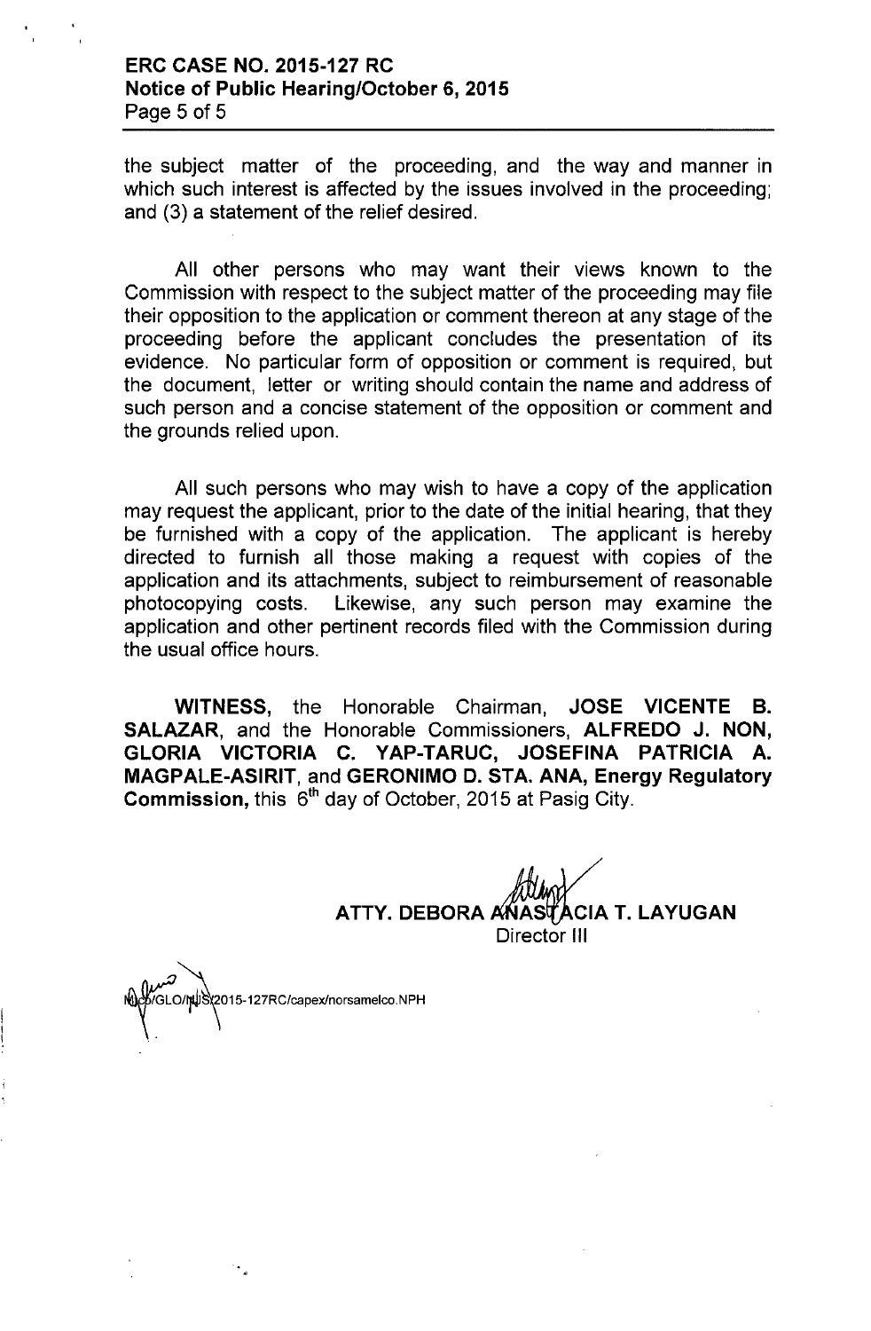the subject matter of the proceeding, and the way and manner in which such interest is affected by the issues involved in the proceeding; and (3) a statement of the relief desired.

All other persons who may want their views known to the Commission with respect to the subject matter of the proceeding may file their opposition to the application or comment thereon at any stage of the proceeding before the applicant concludes the presentation of its evidence. No particular form of opposition or comment is required, but the document, letter or writing should contain the name and address of such person and a concise statement of the opposition or comment and the grounds relied upon.

All such persons who may wish to have a copy of the application may request the applicant, prior to the date of the initial hearing, that they be furnished with a copy of the application. The applicant is hereby directed to furnish all those making a request with copies of the application and its attachments, subject to reimbursement of reasonable photocopying costs. Likewise, any such person may examine the application and other pertinent records filed with the Commission during the usual office hours.

**WITNESS,** the Honorable Chairman, **JOSE VICENTE B. SALAZAR**, and the Honorable Commissioners, **ALFREDO J. NON, GLORIA VICTORIA C. YAP-TARUC, JOSEFINA PATRICIA A. MAGPALE-ASIRIT**, and **GERONIMO D. STA. ANA, Energy Regulatory Commission,** this 6th day of October, 2015 at Pasig City.

**ATTY. DEBORA ANASTACIA T. LAYUGAN**
Director III

MCB/GLO/NJS/2015-127RC/capex/norsamelco.NPH